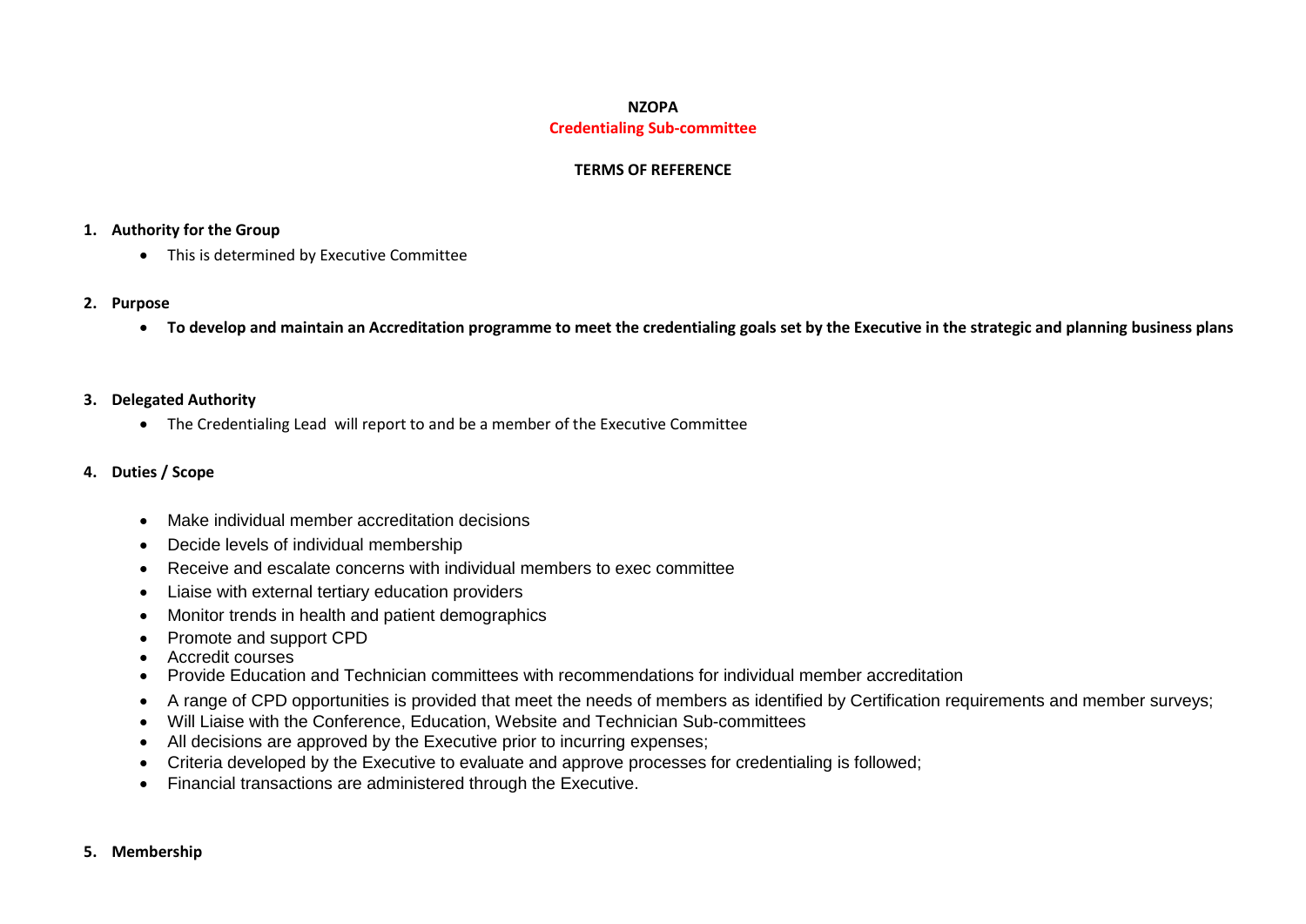**NZOPA**

**Credentialing Sub-committee**

**TERMS OF REFERENCE**

1. **Authority for the Group**
   - This is determined by Executive Committee

2. **Purpose**
   - **To develop and maintain an Accreditation programme to meet the credentialing goals set by the Executive in the strategic and planning business plans**

3. **Delegated Authority**
   - The Credentialing Lead will report to and be a member of the Executive Committee

4. **Duties / Scope**
   - Make individual member accreditation decisions
   - Decide levels of individual membership
   - Receive and escalate concerns with individual members to exec committee
   - Liaise with external tertiary education providers
   - Monitor trends in health and patient demographics
   - Promote and support CPD
   - Accredit courses
   - Provide Education and Technician committees with recommendations for individual member accreditation
   - A range of CPD opportunities is provided that meet the needs of members as identified by Certification requirements and member surveys;
   - Will Liaise with the Conference, Education, Website and Technician Sub-committees
   - All decisions are approved by the Executive prior to incurring expenses;
   - Criteria developed by the Executive to evaluate and approve processes for credentialing is followed;
   - Financial transactions are administered through the Executive.

5. **Membership**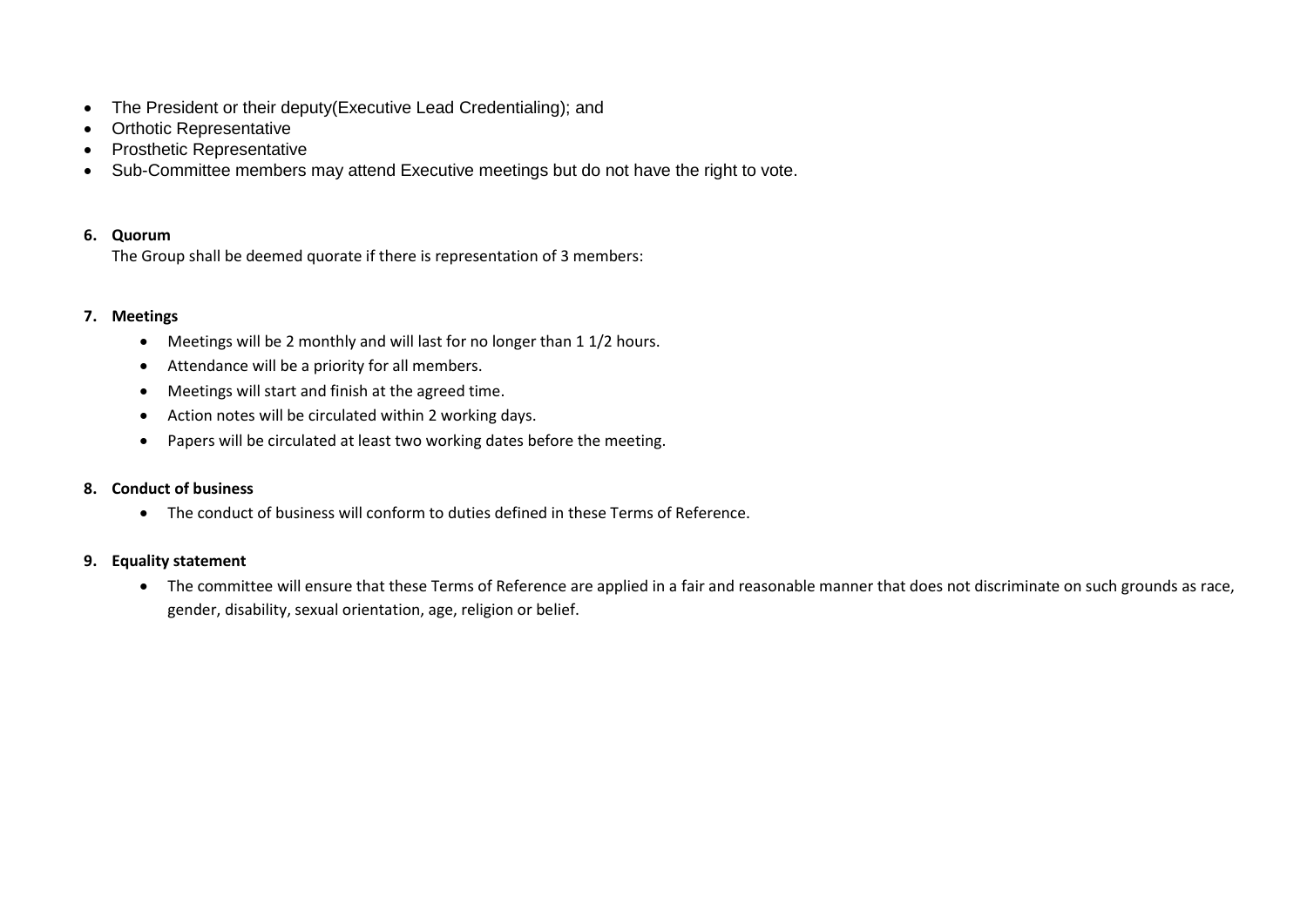- The President or their deputy(Executive Lead Credentialing); and
- Orthotic Representative
- Prosthetic Representative
- Sub-Committee members may attend Executive meetings but do not have the right to vote.

**6. Quorum**

The Group shall be deemed quorate if there is representation of 3 members:

**7. Meetings**

- Meetings will be 2 monthly and will last for no longer than 1 1/2 hours.
- Attendance will be a priority for all members.
- Meetings will start and finish at the agreed time.
- Action notes will be circulated within 2 working days.
- Papers will be circulated at least two working dates before the meeting.

**8. Conduct of business**

- The conduct of business will conform to duties defined in these Terms of Reference.

**9. Equality statement**

- The committee will ensure that these Terms of Reference are applied in a fair and reasonable manner that does not discriminate on such grounds as race, gender, disability, sexual orientation, age, religion or belief.